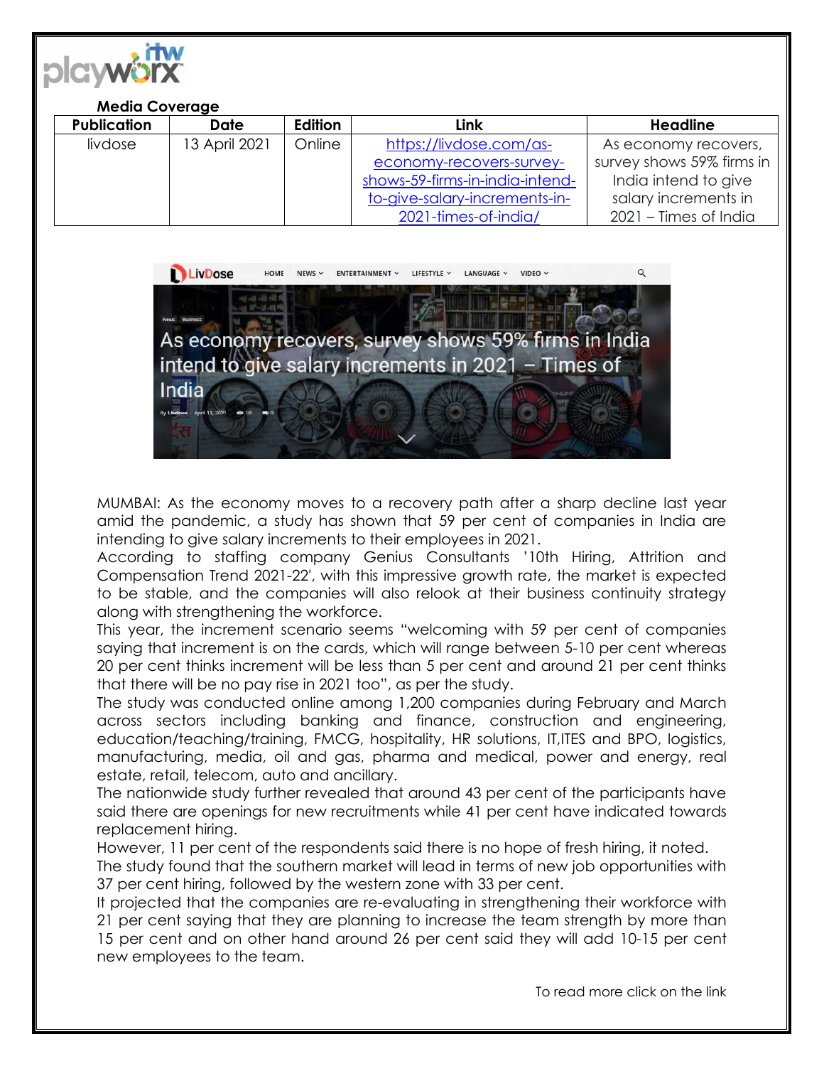**Media Coverage**

| Publication | Date | Edition | Link | Headline |
| --- | --- | --- | --- | --- |
| livdose | 13 April 2021 | Online | https://livdose.com/as-economy-recovers-survey-shows-59-firms-in-india-intend-to-give-salary-increments-in-2021-times-of-india/ | As economy recovers, survey shows 59% firms in India intend to give salary increments in 2021 – Times of India |

MUMBAI: As the economy moves to a recovery path after a sharp decline last year amid the pandemic, a study has shown that 59 per cent of companies in India are intending to give salary increments to their employees in 2021.

According to staffing company Genius Consultants '10th Hiring, Attrition and Compensation Trend 2021-22', with this impressive growth rate, the market is expected to be stable, and the companies will also relook at their business continuity strategy along with strengthening the workforce.

This year, the increment scenario seems "welcoming with 59 per cent of companies saying that increment is on the cards, which will range between 5-10 per cent whereas 20 per cent thinks increment will be less than 5 per cent and around 21 per cent thinks that there will be no pay rise in 2021 too", as per the study.

The study was conducted online among 1,200 companies during February and March across sectors including banking and finance, construction and engineering, education/teaching/training, FMCG, hospitality, HR solutions, IT,ITES and BPO, logistics, manufacturing, media, oil and gas, pharma and medical, power and energy, real estate, retail, telecom, auto and ancillary.

The nationwide study further revealed that around 43 per cent of the participants have said there are openings for new recruitments while 41 per cent have indicated towards replacement hiring.

However, 11 per cent of the respondents said there is no hope of fresh hiring, it noted.

The study found that the southern market will lead in terms of new job opportunities with 37 per cent hiring, followed by the western zone with 33 per cent.

It projected that the companies are re-evaluating in strengthening their workforce with 21 per cent saying that they are planning to increase the team strength by more than 15 per cent and on other hand around 26 per cent said they will add 10-15 per cent new employees to the team.

To read more click on the link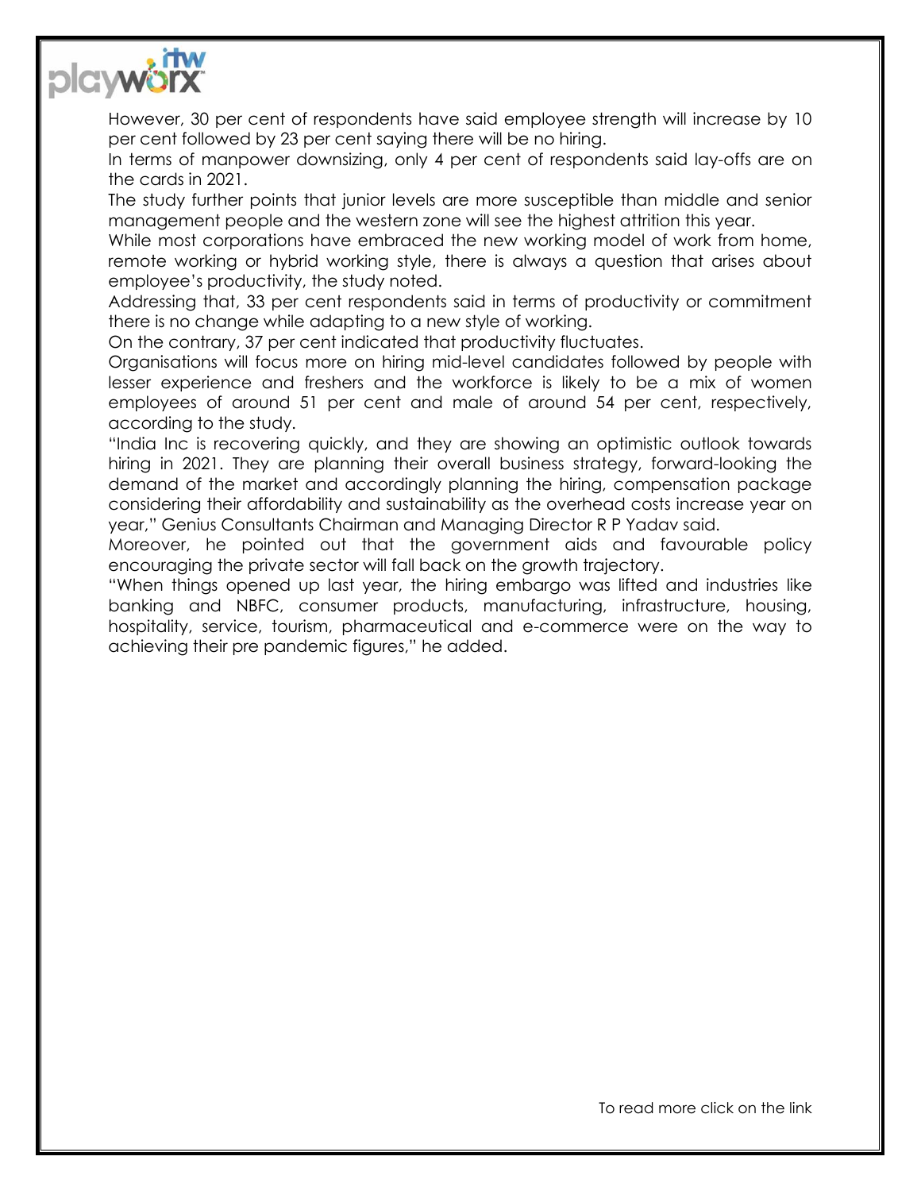However, 30 per cent of respondents have said employee strength will increase by 10 per cent followed by 23 per cent saying there will be no hiring.

In terms of manpower downsizing, only 4 per cent of respondents said lay-offs are on the cards in 2021.

The study further points that junior levels are more susceptible than middle and senior management people and the western zone will see the highest attrition this year.

While most corporations have embraced the new working model of work from home, remote working or hybrid working style, there is always a question that arises about employee's productivity, the study noted.

Addressing that, 33 per cent respondents said in terms of productivity or commitment there is no change while adapting to a new style of working.

On the contrary, 37 per cent indicated that productivity fluctuates.

Organisations will focus more on hiring mid-level candidates followed by people with lesser experience and freshers and the workforce is likely to be a mix of women employees of around 51 per cent and male of around 54 per cent, respectively, according to the study.

"India Inc is recovering quickly, and they are showing an optimistic outlook towards hiring in 2021. They are planning their overall business strategy, forward-looking the demand of the market and accordingly planning the hiring, compensation package considering their affordability and sustainability as the overhead costs increase year on year," Genius Consultants Chairman and Managing Director R P Yadav said.

Moreover, he pointed out that the government aids and favourable policy encouraging the private sector will fall back on the growth trajectory.

"When things opened up last year, the hiring embargo was lifted and industries like banking and NBFC, consumer products, manufacturing, infrastructure, housing, hospitality, service, tourism, pharmaceutical and e-commerce were on the way to achieving their pre pandemic figures," he added.

To read more click on the link